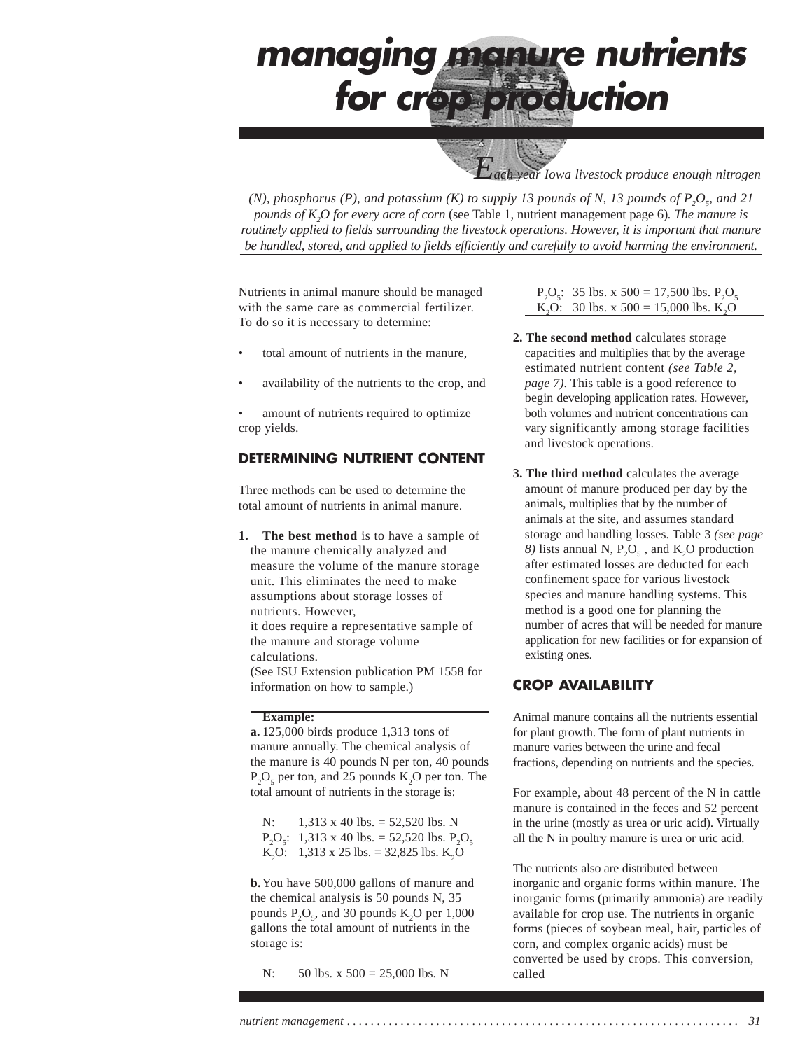# managing manure nutrients for crop production

*Each year Iowa livestock produce enough nitrogen (N), phosphorus (P), and potassium (K) to supply 13 pounds of N, 13 pounds of $P_2O_5$, and 21 pounds of $K_2O$ for every acre of corn* (see Table 1, nutrient management page 6)*. The manure is routinely applied to fields surrounding the livestock operations. However, it is important that manure be handled, stored, and applied to fields efficiently and carefully to avoid harming the environment.*

Nutrients in animal manure should be managed with the same care as commercial fertilizer. To do so it is necessary to determine:

- total amount of nutrients in the manure,
- availability of the nutrients to the crop, and
- amount of nutrients required to optimize crop yields.

## DETERMINING NUTRIENT CONTENT

Three methods can be used to determine the total amount of nutrients in animal manure.

1. **The best method** is to have a sample of the manure chemically analyzed and measure the volume of the manure storage unit. This eliminates the need to make assumptions about storage losses of nutrients. However, it does require a representative sample of the manure and storage volume calculations. (See ISU Extension publication PM 1558 for information on how to sample.)

**Example:**

**a.** 125,000 birds produce 1,313 tons of manure annually. The chemical analysis of the manure is 40 pounds N per ton, 40 pounds $P_2O_5$ per ton, and 25 pounds $K_2O$ per ton. The total amount of nutrients in the storage is:

N: 1,313 x 40 lbs. = 52,520 lbs. N
$P_2O_5$: 1,313 x 40 lbs. = 52,520 lbs. $P_2O_5$
$K_2O$: 1,313 x 25 lbs. = 32,825 lbs. $K_2O$

**b.** You have 500,000 gallons of manure and the chemical analysis is 50 pounds N, 35 pounds $P_2O_5$, and 30 pounds $K_2O$ per 1,000 gallons the total amount of nutrients in the storage is:

N: 50 lbs. x 500 = 25,000 lbs. N
$P_2O_5$: 35 lbs. x 500 = 17,500 lbs. $P_2O_5$
$K_2O$: 30 lbs. x 500 = 15,000 lbs. $K_2O$

2. **The second method** calculates storage capacities and multiplies that by the average estimated nutrient content *(see Table 2, page 7)*. This table is a good reference to begin developing application rates. However, both volumes and nutrient concentrations can vary significantly among storage facilities and livestock operations.

3. **The third method** calculates the average amount of manure produced per day by the animals, multiplies that by the number of animals at the site, and assumes standard storage and handling losses. Table 3 *(see page 8)* lists annual N, $P_2O_5$, and $K_2O$ production after estimated losses are deducted for each confinement space for various livestock species and manure handling systems. This method is a good one for planning the number of acres that will be needed for manure application for new facilities or for expansion of existing ones.

## CROP AVAILABILITY

Animal manure contains all the nutrients essential for plant growth. The form of plant nutrients in manure varies between the urine and fecal fractions, depending on nutrients and the species.

For example, about 48 percent of the N in cattle manure is contained in the feces and 52 percent in the urine (mostly as urea or uric acid). Virtually all the N in poultry manure is urea or uric acid.

The nutrients also are distributed between inorganic and organic forms within manure. The inorganic forms (primarily ammonia) are readily available for crop use. The nutrients in organic forms (pieces of soybean meal, hair, particles of corn, and complex organic acids) must be converted be used by crops. This conversion, called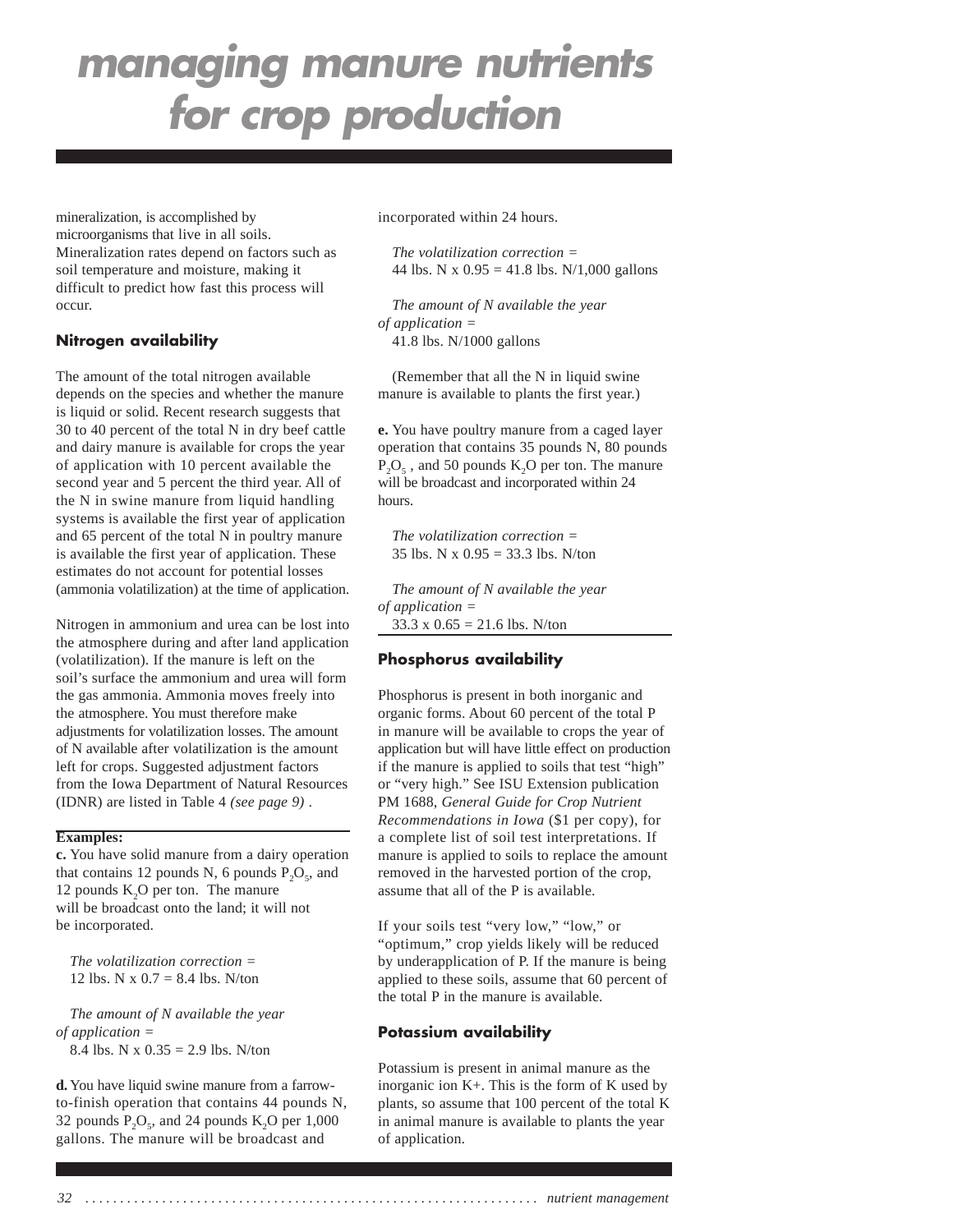# managing manure nutrients for crop production

mineralization, is accomplished by microorganisms that live in all soils. Mineralization rates depend on factors such as soil temperature and moisture, making it difficult to predict how fast this process will occur.

### Nitrogen availability

The amount of the total nitrogen available depends on the species and whether the manure is liquid or solid. Recent research suggests that 30 to 40 percent of the total N in dry beef cattle and dairy manure is available for crops the year of application with 10 percent available the second year and 5 percent the third year. All of the N in swine manure from liquid handling systems is available the first year of application and 65 percent of the total N in poultry manure is available the first year of application. These estimates do not account for potential losses (ammonia volatilization) at the time of application.

Nitrogen in ammonium and urea can be lost into the atmosphere during and after land application (volatilization). If the manure is left on the soil's surface the ammonium and urea will form the gas ammonia. Ammonia moves freely into the atmosphere. You must therefore make adjustments for volatilization losses. The amount of N available after volatilization is the amount left for crops. Suggested adjustment factors from the Iowa Department of Natural Resources (IDNR) are listed in Table 4 *(see page 9)* .

**Examples:**

**c.** You have solid manure from a dairy operation that contains 12 pounds N, 6 pounds $P_2O_5$, and 12 pounds $K_2O$ per ton. The manure will be broadcast onto the land; it will not be incorporated.

*The volatilization correction =*
12 lbs. N x 0.7 = 8.4 lbs. N/ton

*The amount of N available the year of application =*
8.4 lbs. N x 0.35 = 2.9 lbs. N/ton

**d.** You have liquid swine manure from a farrow-to-finish operation that contains 44 pounds N, 32 pounds $P_2O_5$, and 24 pounds $K_2O$ per 1,000 gallons. The manure will be broadcast and incorporated within 24 hours.

*The volatilization correction =*
44 lbs. N x 0.95 = 41.8 lbs. N/1,000 gallons

*The amount of N available the year of application =*
41.8 lbs. N/1000 gallons

(Remember that all the N in liquid swine manure is available to plants the first year.)

**e.** You have poultry manure from a caged layer operation that contains 35 pounds N, 80 pounds $P_2O_5$ , and 50 pounds $K_2O$ per ton. The manure will be broadcast and incorporated within 24 hours.

*The volatilization correction =*
35 lbs. N x 0.95 = 33.3 lbs. N/ton

*The amount of N available the year of application =*
33.3 x 0.65 = 21.6 lbs. N/ton

### Phosphorus availability

Phosphorus is present in both inorganic and organic forms. About 60 percent of the total P in manure will be available to crops the year of application but will have little effect on production if the manure is applied to soils that test "high" or "very high." See ISU Extension publication PM 1688, *General Guide for Crop Nutrient Recommendations in Iowa* ($1 per copy), for a complete list of soil test interpretations. If manure is applied to soils to replace the amount removed in the harvested portion of the crop, assume that all of the P is available.

If your soils test "very low," "low," or "optimum," crop yields likely will be reduced by underapplication of P. If the manure is being applied to these soils, assume that 60 percent of the total P in the manure is available.

### Potassium availability

Potassium is present in animal manure as the inorganic ion K+. This is the form of K used by plants, so assume that 100 percent of the total K in animal manure is available to plants the year of application.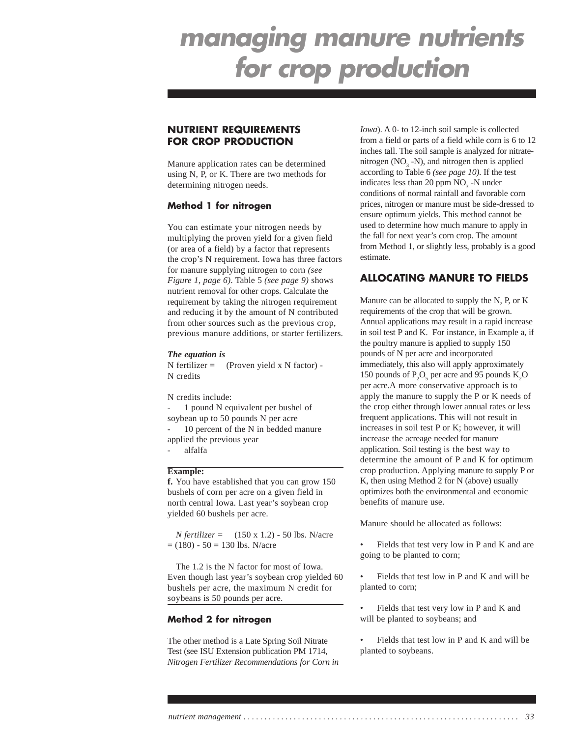# managing manure nutrients for crop production

## NUTRIENT REQUIREMENTS FOR CROP PRODUCTION

Manure application rates can be determined using N, P, or K. There are two methods for determining nitrogen needs.

### Method 1 for nitrogen

You can estimate your nitrogen needs by multiplying the proven yield for a given field (or area of a field) by a factor that represents the crop's N requirement. Iowa has three factors for manure supplying nitrogen to corn *(see Figure 1, page 6)*. Table 5 *(see page 9)* shows nutrient removal for other crops. Calculate the requirement by taking the nitrogen requirement and reducing it by the amount of N contributed from other sources such as the previous crop, previous manure additions, or starter fertilizers.

***The equation is***

N fertilizer = (Proven yield x N factor) - N credits

N credits include:

- 1 pound N equivalent per bushel of soybean up to 50 pounds N per acre
- 10 percent of the N in bedded manure applied the previous year
- alfalfa

**Example:**

**f.** You have established that you can grow 150 bushels of corn per acre on a given field in north central Iowa. Last year's soybean crop yielded 60 bushels per acre.

*N fertilizer* = (150 x 1.2) - 50 lbs. N/acre = (180) - 50 = 130 lbs. N/acre

The 1.2 is the N factor for most of Iowa. Even though last year's soybean crop yielded 60 bushels per acre, the maximum N credit for soybeans is 50 pounds per acre.

### Method 2 for nitrogen

The other method is a Late Spring Soil Nitrate Test (see ISU Extension publication PM 1714, *Nitrogen Fertilizer Recommendations for Corn in Iowa*). A 0- to 12-inch soil sample is collected from a field or parts of a field while corn is 6 to 12 inches tall. The soil sample is analyzed for nitrate-nitrogen ($NO_3$-N), and nitrogen then is applied according to Table 6 *(see page 10).* If the test indicates less than 20 ppm $NO_3$-N under conditions of normal rainfall and favorable corn prices, nitrogen or manure must be side-dressed to ensure optimum yields. This method cannot be used to determine how much manure to apply in the fall for next year's corn crop. The amount from Method 1, or slightly less, probably is a good estimate.

## ALLOCATING MANURE TO FIELDS

Manure can be allocated to supply the N, P, or K requirements of the crop that will be grown. Annual applications may result in a rapid increase in soil test P and K. For instance, in Example a, if the poultry manure is applied to supply 150 pounds of N per acre and incorporated immediately, this also will apply approximately 150 pounds of $P_2O_5$ per acre and 95 pounds $K_2O$ per acre.A more conservative approach is to apply the manure to supply the P or K needs of the crop either through lower annual rates or less frequent applications. This will not result in increases in soil test P or K; however, it will increase the acreage needed for manure application. Soil testing is the best way to determine the amount of P and K for optimum crop production. Applying manure to supply P or K, then using Method 2 for N (above) usually optimizes both the environmental and economic benefits of manure use.

Manure should be allocated as follows:

- Fields that test very low in P and K and are going to be planted to corn;
- Fields that test low in P and K and will be planted to corn;
- Fields that test very low in P and K and will be planted to soybeans; and
- Fields that test low in P and K and will be planted to soybeans.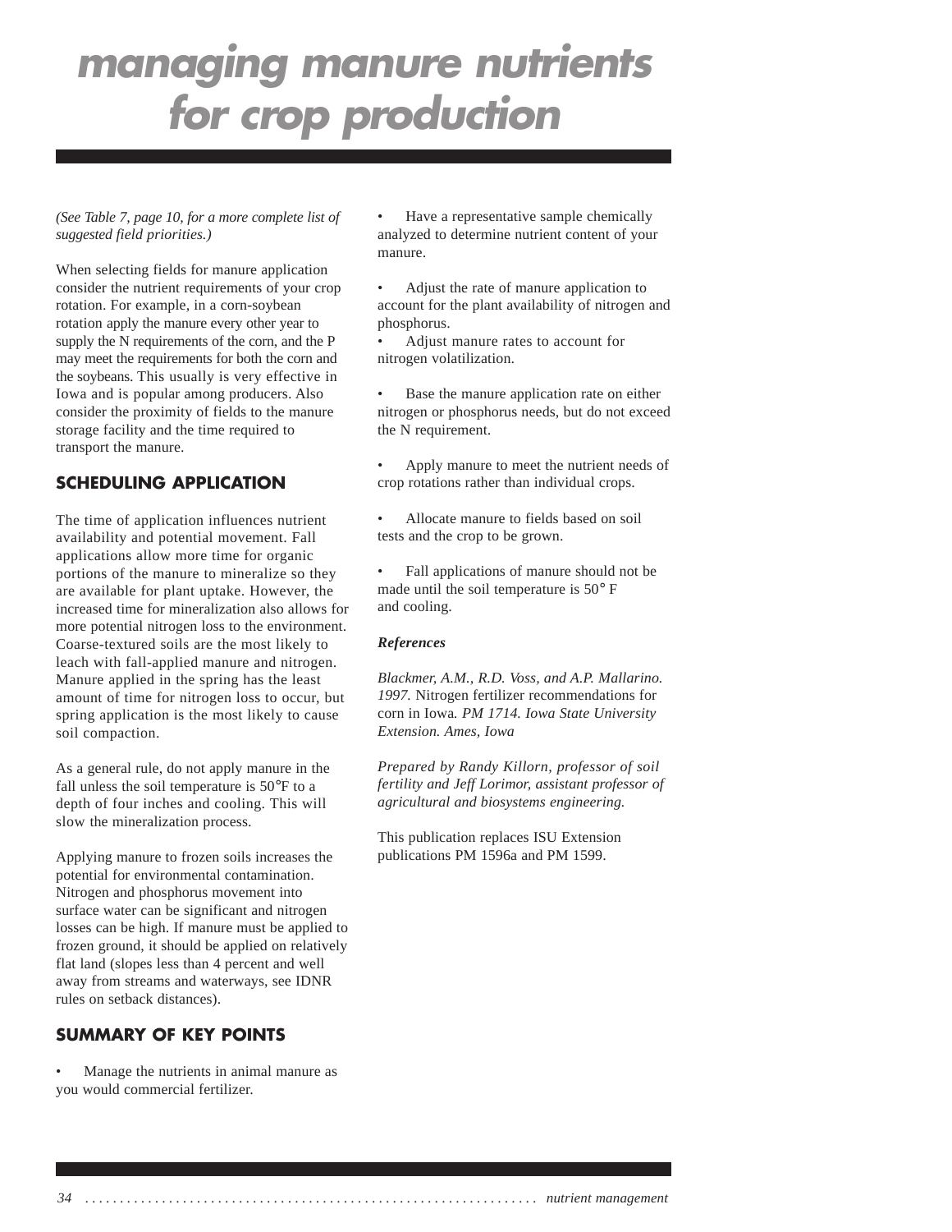# managing manure nutrients for crop production

*(See Table 7, page 10, for a more complete list of suggested field priorities.)*

When selecting fields for manure application consider the nutrient requirements of your crop rotation. For example, in a corn-soybean rotation apply the manure every other year to supply the N requirements of the corn, and the P may meet the requirements for both the corn and the soybeans. This usually is very effective in Iowa and is popular among producers. Also consider the proximity of fields to the manure storage facility and the time required to transport the manure.

## SCHEDULING APPLICATION

The time of application influences nutrient availability and potential movement. Fall applications allow more time for organic portions of the manure to mineralize so they are available for plant uptake. However, the increased time for mineralization also allows for more potential nitrogen loss to the environment. Coarse-textured soils are the most likely to leach with fall-applied manure and nitrogen. Manure applied in the spring has the least amount of time for nitrogen loss to occur, but spring application is the most likely to cause soil compaction.

As a general rule, do not apply manure in the fall unless the soil temperature is 50°F to a depth of four inches and cooling. This will slow the mineralization process.

Applying manure to frozen soils increases the potential for environmental contamination. Nitrogen and phosphorus movement into surface water can be significant and nitrogen losses can be high. If manure must be applied to frozen ground, it should be applied on relatively flat land (slopes less than 4 percent and well away from streams and waterways, see IDNR rules on setback distances).

## SUMMARY OF KEY POINTS

- Manage the nutrients in animal manure as you would commercial fertilizer.
- Have a representative sample chemically analyzed to determine nutrient content of your manure.
- Adjust the rate of manure application to account for the plant availability of nitrogen and phosphorus.
- Adjust manure rates to account for nitrogen volatilization.
- Base the manure application rate on either nitrogen or phosphorus needs, but do not exceed the N requirement.
- Apply manure to meet the nutrient needs of crop rotations rather than individual crops.
- Allocate manure to fields based on soil tests and the crop to be grown.
- Fall applications of manure should not be made until the soil temperature is 50° F and cooling.

***References***

*Blackmer, A.M., R.D. Voss, and A.P. Mallarino. 1997.* Nitrogen fertilizer recommendations for corn in Iowa*. PM 1714. Iowa State University Extension. Ames, Iowa*

*Prepared by Randy Killorn, professor of soil fertility and Jeff Lorimor, assistant professor of agricultural and biosystems engineering.*

This publication replaces ISU Extension publications PM 1596a and PM 1599.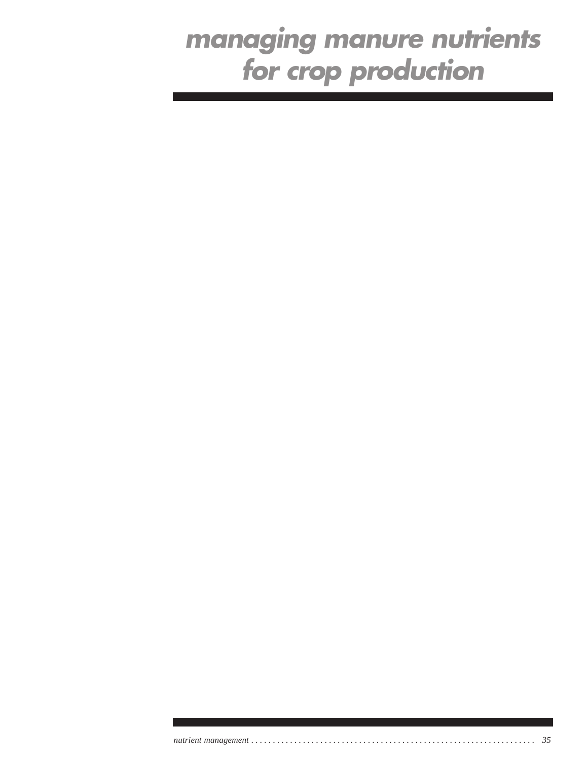# managing manure nutrients for crop production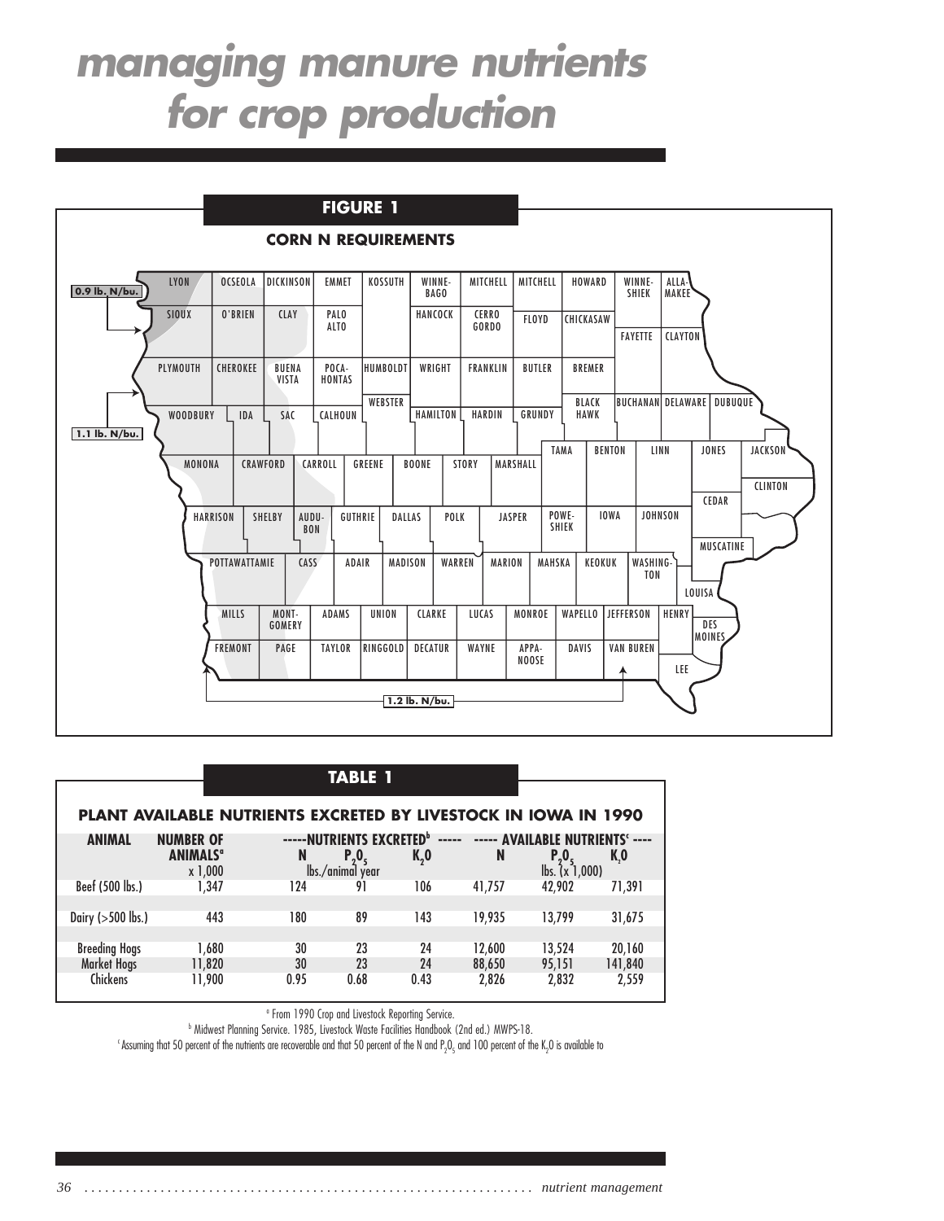# managing manure nutrients for crop production

**FIGURE 1**

**CORN N REQUIREMENTS**

0.9 lb. N/bu.

1.1 lb. N/bu.

1.2 lb. N/bu.

LYON, OCSEOLA, DICKINSON, EMMET, KOSSUTH, WINNEBAGO, MITCHELL, MITCHELL, HOWARD, WINNESHIEK, ALLAMAKEE, SIOUX, O'BRIEN, CLAY, PALO ALTO, HANCOCK, CERRO GORDO, FLOYD, CHICKASAW, FAYETTE, CLAYTON, PLYMOUTH, CHEROKEE, BUENA VISTA, POCAHONTAS, HUMBOLDT, WRIGHT, FRANKLIN, BUTLER, BREMER, WEBSTER, BLACK HAWK, BUCHANAN, DELAWARE, DUBUQUE, WOODBURY, IDA, SAC, CALHOUN, HAMILTON, HARDIN, GRUNDY, TAMA, BENTON, LINN, JONES, JACKSON, MONONA, CRAWFORD, CARROLL, GREENE, BOONE, STORY, MARSHALL, CLINTON, CEDAR, HARRISON, SHELBY, AUDUBON, GUTHRIE, DALLAS, POLK, JASPER, POWESHIEK, IOWA, JOHNSON, MUSCATINE, POTTAWATTAMIE, CASS, ADAIR, MADISON, WARREN, MARION, MAHSKA, KEOKUK, WASHINGTON, LOUISA, MILLS, MONTGOMERY, ADAMS, UNION, CLARKE, LUCAS, MONROE, WAPELLO, JEFFERSON, HENRY, DES MOINES, FREMONT, PAGE, TAYLOR, RINGGOLD, DECATUR, WAYNE, APPANOOSE, DAVIS, VAN BUREN, LEE

**TABLE 1**

**PLANT AVAILABLE NUTRIENTS EXCRETED BY LIVESTOCK IN IOWA IN 1990**

| ANIMAL | NUMBER OF ANIMALS[a] x 1,000 | -----NUTRIENTS EXCRETED[b] ----- lbs./animal year | | | ----- AVAILABLE NUTRIENTS[c] ---- lbs. (x 1,000) | | |
|---|---|---|---|---|---|---|---|
| | | N | $P_2O_5$ | $K_2O$ | N | $P_2O_5$ | $K_2O$ |
| Beef (500 lbs.) | 1,347 | 124 | 91 | 106 | 41,757 | 42,902 | 71,391 |
| Dairy (>500 lbs.) | 443 | 180 | 89 | 143 | 19,935 | 13,799 | 31,675 |
| Breeding Hogs | 1,680 | 30 | 23 | 24 | 12,600 | 13,524 | 20,160 |
| Market Hogs | 11,820 | 30 | 23 | 24 | 88,650 | 95,151 | 141,840 |
| Chickens | 11,900 | 0.95 | 0.68 | 0.43 | 2,826 | 2,832 | 2,559 |

[a] From 1990 Crop and Livestock Reporting Service.

[b] Midwest Planning Service. 1985, Livestock Waste Facilities Handbook (2nd ed.) MWPS-18.

[c] Assuming that 50 percent of the nutrients are recoverable and that 50 percent of the N and $P_2O_5$ and 100 percent of the $K_2O$ is available to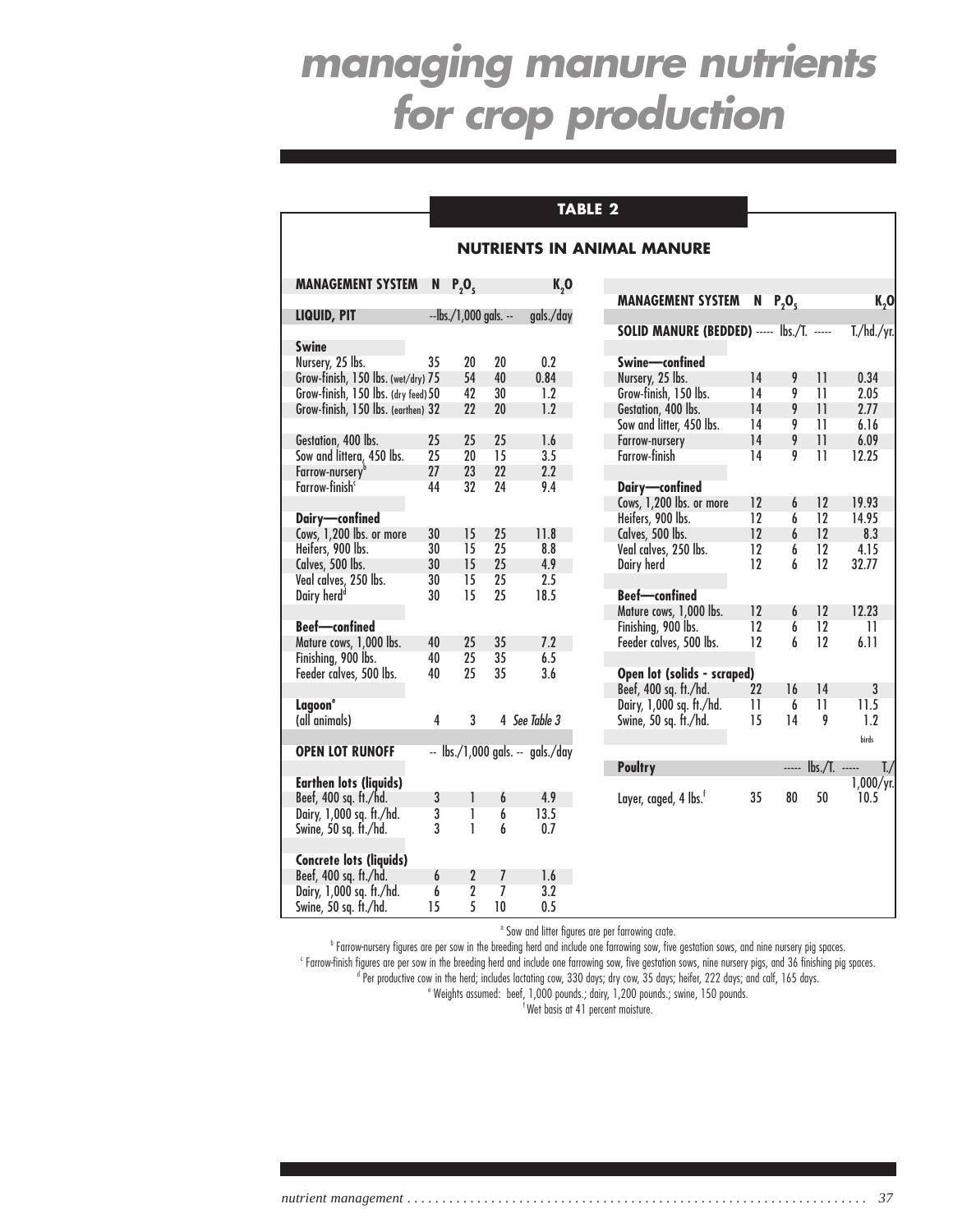# managing manure nutrients for crop production

## TABLE 2

### NUTRIENTS IN ANIMAL MANURE

| MANAGEMENT SYSTEM | N | $P_2O_5$ | $K_2O$ | |
|---|---|---|---|---|
| **LIQUID, PIT** | --lbs./1,000 gals. -- | | | gals./day |
| **Swine** | | | | |
| Nursery, 25 lbs. | 35 | 20 | 20 | 0.2 |
| Grow-finish, 150 lbs. (wet/dry) | 75 | 54 | 40 | 0.84 |
| Grow-finish, 150 lbs. (dry feed) | 50 | 42 | 30 | 1.2 |
| Grow-finish, 150 lbs. (earthen) | 32 | 22 | 20 | 1.2 |
| Gestation, 400 lbs. | 25 | 25 | 25 | 1.6 |
| Sow and littera, 450 lbs. | 25 | 20 | 15 | 3.5 |
| Farrow-nursery[b] | 27 | 23 | 22 | 2.2 |
| Farrow-finish[c] | 44 | 32 | 24 | 9.4 |
| **Dairy—confined** | | | | |
| Cows, 1,200 lbs. or more | 30 | 15 | 25 | 11.8 |
| Heifers, 900 lbs. | 30 | 15 | 25 | 8.8 |
| Calves, 500 lbs. | 30 | 15 | 25 | 4.9 |
| Veal calves, 250 lbs. | 30 | 15 | 25 | 2.5 |
| Dairy herd[d] | 30 | 15 | 25 | 18.5 |
| **Beef—confined** | | | | |
| Mature cows, 1,000 lbs. | 40 | 25 | 35 | 7.2 |
| Finishing, 900 lbs. | 40 | 25 | 35 | 6.5 |
| Feeder calves, 500 lbs. | 40 | 25 | 35 | 3.6 |
| **Lagoon**[e] | | | | |
| (all animals) | 4 | 3 | 4 | *See Table 3* |
| **OPEN LOT RUNOFF** | -- lbs./1,000 gals. -- | | | gals./day |
| **Earthen lots (liquids)** | | | | |
| Beef, 400 sq. ft./hd. | 3 | 1 | 6 | 4.9 |
| Dairy, 1,000 sq. ft./hd. | 3 | 1 | 6 | 13.5 |
| Swine, 50 sq. ft./hd. | 3 | 1 | 6 | 0.7 |
| **Concrete lots (liquids)** | | | | |
| Beef, 400 sq. ft./hd. | 6 | 2 | 7 | 1.6 |
| Dairy, 1,000 sq. ft./hd. | 6 | 2 | 7 | 3.2 |
| Swine, 50 sq. ft./hd. | 15 | 5 | 10 | 0.5 |

| MANAGEMENT SYSTEM | N | $P_2O_5$ | $K_2O$ | |
|---|---|---|---|---|
| **SOLID MANURE (BEDDED)** | ----- lbs./T. ----- | | | T./hd./yr. |
| **Swine—confined** | | | | |
| Nursery, 25 lbs. | 14 | 9 | 11 | 0.34 |
| Grow-finish, 150 lbs. | 14 | 9 | 11 | 2.05 |
| Gestation, 400 lbs. | 14 | 9 | 11 | 2.77 |
| Sow and litter, 450 lbs. | 14 | 9 | 11 | 6.16 |
| Farrow-nursery | 14 | 9 | 11 | 6.09 |
| Farrow-finish | 14 | 9 | 11 | 12.25 |
| **Dairy—confined** | | | | |
| Cows, 1,200 lbs. or more | 12 | 6 | 12 | 19.93 |
| Heifers, 900 lbs. | 12 | 6 | 12 | 14.95 |
| Calves, 500 lbs. | 12 | 6 | 12 | 8.3 |
| Veal calves, 250 lbs. | 12 | 6 | 12 | 4.15 |
| Dairy herd | 12 | 6 | 12 | 32.77 |
| **Beef—confined** | | | | |
| Mature cows, 1,000 lbs. | 12 | 6 | 12 | 12.23 |
| Finishing, 900 lbs. | 12 | 6 | 12 | 11 |
| Feeder calves, 500 lbs. | 12 | 6 | 12 | 6.11 |
| **Open lot (solids - scraped)** | | | | |
| Beef, 400 sq. ft./hd. | 22 | 16 | 14 | 3 |
| Dairy, 1,000 sq. ft./hd. | 11 | 6 | 11 | 11.5 |
| Swine, 50 sq. ft./hd. | 15 | 14 | 9 | 1.2 |
| | | | | birds |
| **Poultry** | | ----- lbs./T. ----- | | T./1,000/yr. |
| Layer, caged, 4 lbs.[f] | 35 | 80 | 50 | 10.5 |

[a] Sow and litter figures are per farrowing crate.

[b] Farrow-nursery figures are per sow in the breeding herd and include one farrowing sow, five gestation sows, and nine nursery pig spaces.

[c] Farrow-finish figures are per sow in the breeding herd and include one farrowing sow, five gestation sows, nine nursery pigs, and 36 finishing pig spaces.

[d] Per productive cow in the herd; includes lactating cow, 330 days; dry cow, 35 days; heifer, 222 days; and calf, 165 days.

[e] Weights assumed: beef, 1,000 pounds.; dairy, 1,200 pounds.; swine, 150 pounds.

[f] Wet basis at 41 percent moisture.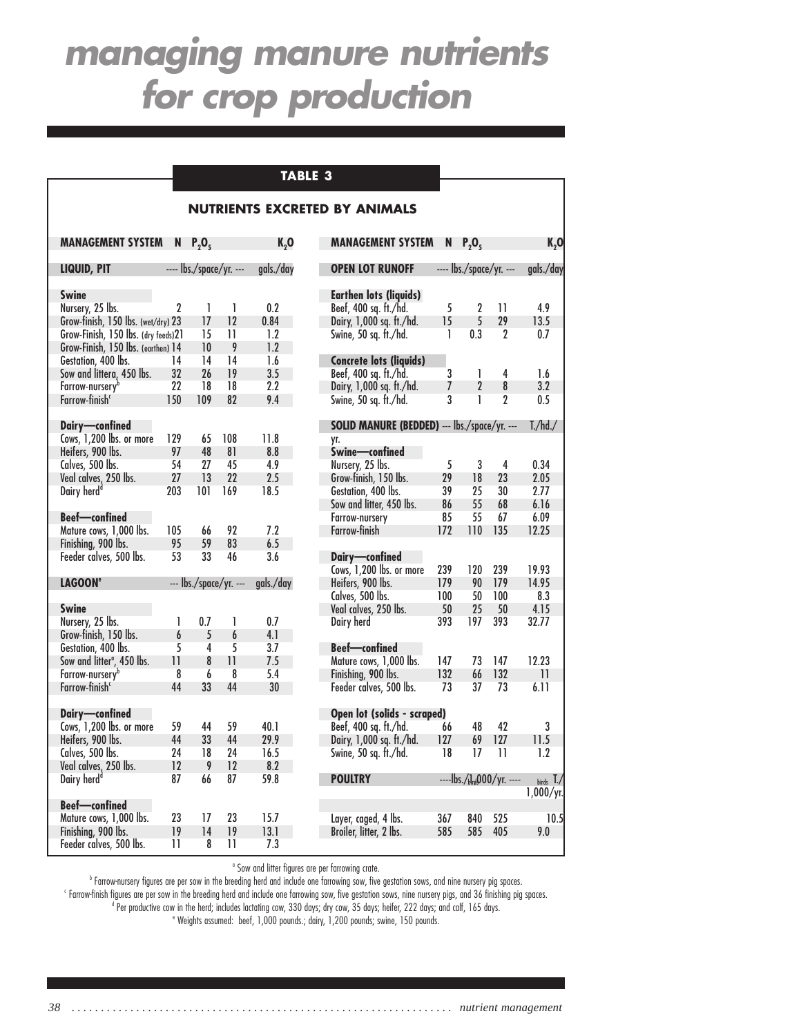# managing manure nutrients for crop production

## TABLE 3

### NUTRIENTS EXCRETED BY ANIMALS

| MANAGEMENT SYSTEM | N | $P_2O_5$ | $K_2O$ | |
|---|---|---|---|---|
| **LIQUID, PIT** | ---- lbs./space/yr. --- | | | gals./day |
| **Swine** | | | | |
| Nursery, 25 lbs. | 2 | 1 | 1 | 0.2 |
| Grow-finish, 150 lbs. (wet/dry) | 23 | 17 | 12 | 0.84 |
| Grow-Finish, 150 lbs. (dry feeds) | 21 | 15 | 11 | 1.2 |
| Grow-Finish, 150 lbs. (earthen) | 14 | 10 | 9 | 1.2 |
| Gestation, 400 lbs. | 14 | 14 | 14 | 1.6 |
| Sow and litter[a], 450 lbs. | 32 | 26 | 19 | 3.5 |
| Farrow-nursery[b] | 22 | 18 | 18 | 2.2 |
| Farrow-finish[c] | 150 | 109 | 82 | 9.4 |
| **Dairy—confined** | | | | |
| Cows, 1,200 lbs. or more | 129 | 65 | 108 | 11.8 |
| Heifers, 900 lbs. | 97 | 48 | 81 | 8.8 |
| Calves, 500 lbs. | 54 | 27 | 45 | 4.9 |
| Veal calves, 250 lbs. | 27 | 13 | 22 | 2.5 |
| Dairy herd[d] | 203 | 101 | 169 | 18.5 |
| **Beef—confined** | | | | |
| Mature cows, 1,000 lbs. | 105 | 66 | 92 | 7.2 |
| Finishing, 900 lbs. | 95 | 59 | 83 | 6.5 |
| Feeder calves, 500 lbs. | 53 | 33 | 46 | 3.6 |
| **LAGOON[e]** | --- lbs./space/yr. --- | | | gals./day |
| **Swine** | | | | |
| Nursery, 25 lbs. | 1 | 0.7 | 1 | 0.7 |
| Grow-finish, 150 lbs. | 6 | 5 | 6 | 4.1 |
| Gestation, 400 lbs. | 5 | 4 | 5 | 3.7 |
| Sow and litter[a], 450 lbs. | 11 | 8 | 11 | 7.5 |
| Farrow-nursery[b] | 8 | 6 | 8 | 5.4 |
| Farrow-finish[c] | 44 | 33 | 44 | 30 |
| **Dairy—confined** | | | | |
| Cows, 1,200 lbs. or more | 59 | 44 | 59 | 40.1 |
| Heifers, 900 lbs. | 44 | 33 | 44 | 29.9 |
| Calves, 500 lbs. | 24 | 18 | 24 | 16.5 |
| Veal calves, 250 lbs. | 12 | 9 | 12 | 8.2 |
| Dairy herd[d] | 87 | 66 | 87 | 59.8 |
| **Beef—confined** | | | | |
| Mature cows, 1,000 lbs. | 23 | 17 | 23 | 15.7 |
| Finishing, 900 lbs. | 19 | 14 | 19 | 13.1 |
| Feeder calves, 500 lbs. | 11 | 8 | 11 | 7.3 |

| MANAGEMENT SYSTEM | N | $P_2O_5$ | $K_2O$ | |
|---|---|---|---|---|
| **OPEN LOT RUNOFF** | ---- lbs./space/yr. --- | | | gals./day |
| **Earthen lots (liquids)** | | | | |
| Beef, 400 sq. ft./hd. | 5 | 2 | 11 | 4.9 |
| Dairy, 1,000 sq. ft./hd. | 15 | 5 | 29 | 13.5 |
| Swine, 50 sq. ft./hd. | 1 | 0.3 | 2 | 0.7 |
| **Concrete lots (liquids)** | | | | |
| Beef, 400 sq. ft./hd. | 3 | 1 | 4 | 1.6 |
| Dairy, 1,000 sq. ft./hd. | 7 | 2 | 8 | 3.2 |
| Swine, 50 sq. ft./hd. | 3 | 1 | 2 | 0.5 |
| **SOLID MANURE (BEDDED)** | --- lbs./space/yr. --- | | | T./hd./yr. |
| **Swine—confined** | | | | |
| Nursery, 25 lbs. | 5 | 3 | 4 | 0.34 |
| Grow-finish, 150 lbs. | 29 | 18 | 23 | 2.05 |
| Gestation, 400 lbs. | 39 | 25 | 30 | 2.77 |
| Sow and litter, 450 lbs. | 86 | 55 | 68 | 6.16 |
| Farrow-nursery | 85 | 55 | 67 | 6.09 |
| Farrow-finish | 172 | 110 | 135 | 12.25 |
| **Dairy—confined** | | | | |
| Cows, 1,200 lbs. or more | 239 | 120 | 239 | 19.93 |
| Heifers, 900 lbs. | 179 | 90 | 179 | 14.95 |
| Calves, 500 lbs. | 100 | 50 | 100 | 8.3 |
| Veal calves, 250 lbs. | 50 | 25 | 50 | 4.15 |
| Dairy herd | 393 | 197 | 393 | 32.77 |
| **Beef—confined** | | | | |
| Mature cows, 1,000 lbs. | 147 | 73 | 147 | 12.23 |
| Finishing, 900 lbs. | 132 | 66 | 132 | 11 |
| Feeder calves, 500 lbs. | 73 | 37 | 73 | 6.11 |
| **Open lot (solids - scraped)** | | | | |
| Beef, 400 sq. ft./hd. | 66 | 48 | 42 | 3 |
| Dairy, 1,000 sq. ft./hd. | 127 | 69 | 127 | 11.5 |
| Swine, 50 sq. ft./hd. | 18 | 17 | 11 | 1.2 |
| **POULTRY** | ----lbs./1,000 birds/yr. ---- | | | T./1,000 birds/yr. |
| Layer, caged, 4 lbs. | 367 | 840 | 525 | 10.5 |
| Broiler, litter, 2 lbs. | 585 | 585 | 405 | 9.0 |

[a] Sow and litter figures are per farrowing crate.

[b] Farrow-nursery figures are per sow in the breeding herd and include one farrowing sow, five gestation sows, and nine nursery pig spaces.

[c] Farrow-finish figures are per sow in the breeding herd and include one farrowing sow, five gestation sows, nine nursery pigs, and 36 finishing pig spaces.

[d] Per productive cow in the herd; includes lactating cow, 330 days; dry cow, 35 days; heifer, 222 days; and calf, 165 days.

[e] Weights assumed: beef, 1,000 pounds.; dairy, 1,200 pounds; swine, 150 pounds.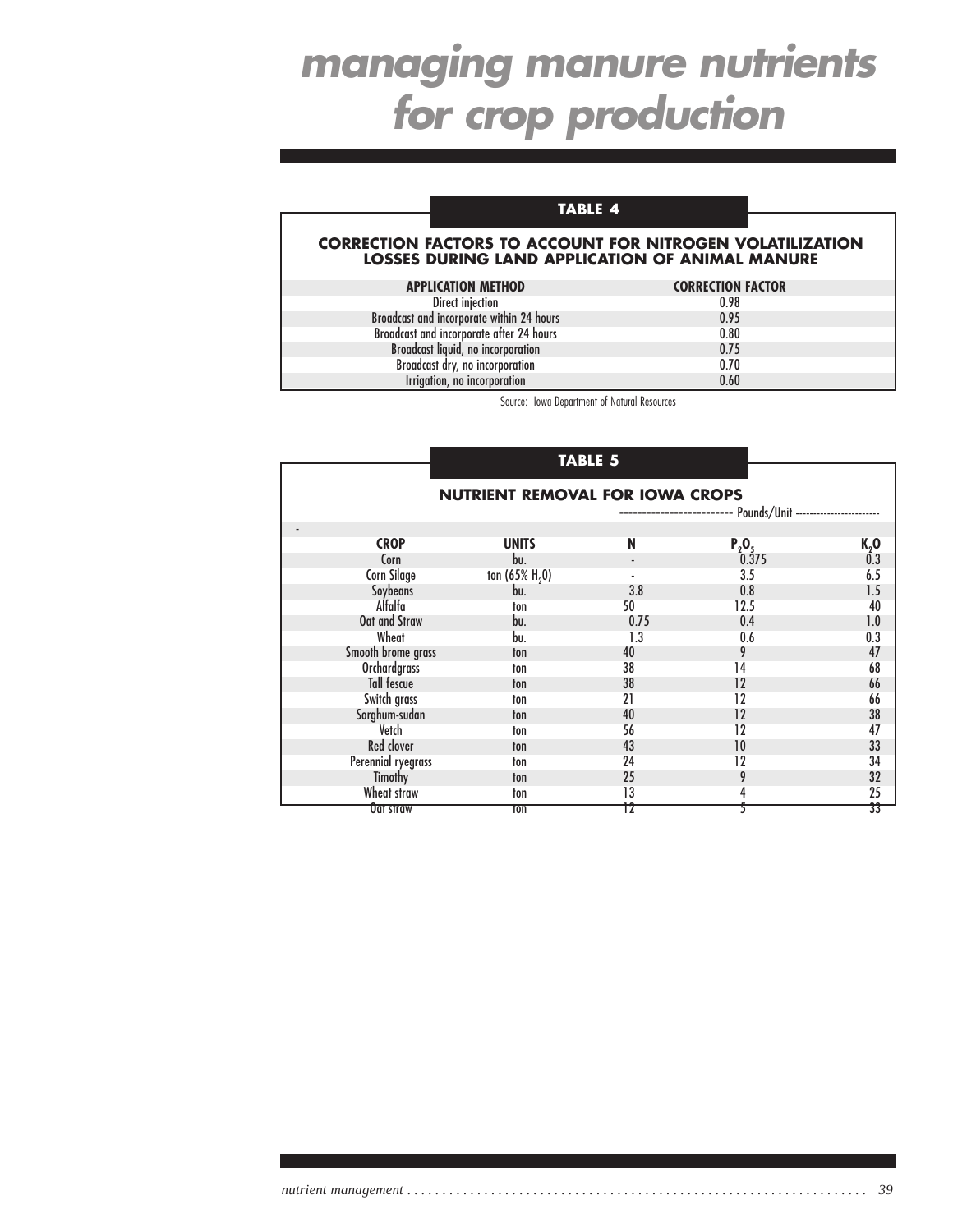# managing manure nutrients for crop production

## TABLE 4

### CORRECTION FACTORS TO ACCOUNT FOR NITROGEN VOLATILIZATION LOSSES DURING LAND APPLICATION OF ANIMAL MANURE

| APPLICATION METHOD | CORRECTION FACTOR |
|---|---|
| Direct injection | 0.98 |
| Broadcast and incorporate within 24 hours | 0.95 |
| Broadcast and incorporate after 24 hours | 0.80 |
| Broadcast liquid, no incorporation | 0.75 |
| Broadcast dry, no incorporation | 0.70 |
| Irrigation, no incorporation | 0.60 |

Source: Iowa Department of Natural Resources

## TABLE 5

### NUTRIENT REMOVAL FOR IOWA CROPS

| | | Pounds/Unit | | |
|---|---|---|---|---|
| **CROP** | **UNITS** | **N** | **$P_2O_5$** | **$K_2O$** |
| Corn | bu. | - | 0.375 | 0.3 |
| Corn Silage | ton (65% $H_2O$) | - | 3.5 | 6.5 |
| Soybeans | bu. | 3.8 | 0.8 | 1.5 |
| Alfalfa | ton | 50 | 12.5 | 40 |
| Oat and Straw | bu. | 0.75 | 0.4 | 1.0 |
| Wheat | bu. | 1.3 | 0.6 | 0.3 |
| Smooth brome grass | ton | 40 | 9 | 47 |
| Orchardgrass | ton | 38 | 14 | 68 |
| Tall fescue | ton | 38 | 12 | 66 |
| Switch grass | ton | 21 | 12 | 66 |
| Sorghum-sudan | ton | 40 | 12 | 38 |
| Vetch | ton | 56 | 12 | 47 |
| Red clover | ton | 43 | 10 | 33 |
| Perennial ryegrass | ton | 24 | 12 | 34 |
| Timothy | ton | 25 | 9 | 32 |
| Wheat straw | ton | 13 | 4 | 25 |
| Oat straw | ton | 12 | 5 | 33 |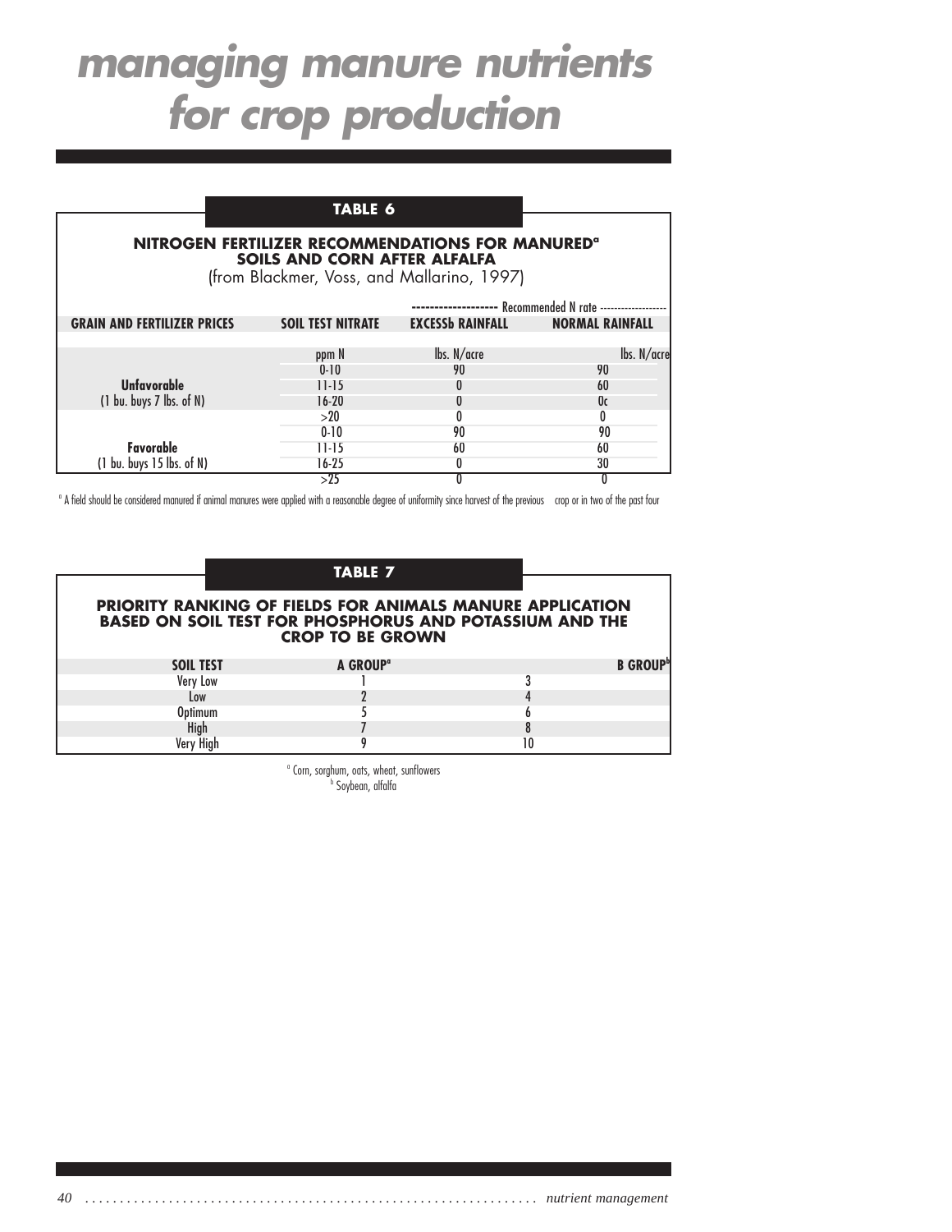# managing manure nutrients for crop production

**TABLE 6**

**NITROGEN FERTILIZER RECOMMENDATIONS FOR MANURED[a] SOILS AND CORN AFTER ALFALFA**
(from Blackmer, Voss, and Mallarino, 1997)

| GRAIN AND FERTILIZER PRICES | SOIL TEST NITRATE | Recommended N rate — EXCESSb RAINFALL | Recommended N rate — NORMAL RAINFALL |
|---|---|---|---|
| | ppm N | lbs. N/acre | lbs. N/acre |
| **Unfavorable** (1 bu. buys 7 lbs. of N) | 0-10 | 90 | 90 |
| | 11-15 | 0 | 60 |
| | 16-20 | 0 | 0c |
| | >20 | 0 | 0 |
| **Favorable** (1 bu. buys 15 lbs. of N) | 0-10 | 90 | 90 |
| | 11-15 | 60 | 60 |
| | 16-25 | 0 | 30 |
| | >25 | 0 | 0 |

[a] A field should be considered manured if animal manures were applied with a reasonable degree of uniformity since harvest of the previous crop or in two of the past four

**TABLE 7**

**PRIORITY RANKING OF FIELDS FOR ANIMALS MANURE APPLICATION BASED ON SOIL TEST FOR PHOSPHORUS AND POTASSIUM AND THE CROP TO BE GROWN**

| SOIL TEST | A GROUP[a] | B GROUP[b] |
|---|---|---|
| Very Low | 1 | 3 |
| Low | 2 | 4 |
| Optimum | 5 | 6 |
| High | 7 | 8 |
| Very High | 9 | 10 |

[a] Corn, sorghum, oats, wheat, sunflowers
[b] Soybean, alfalfa